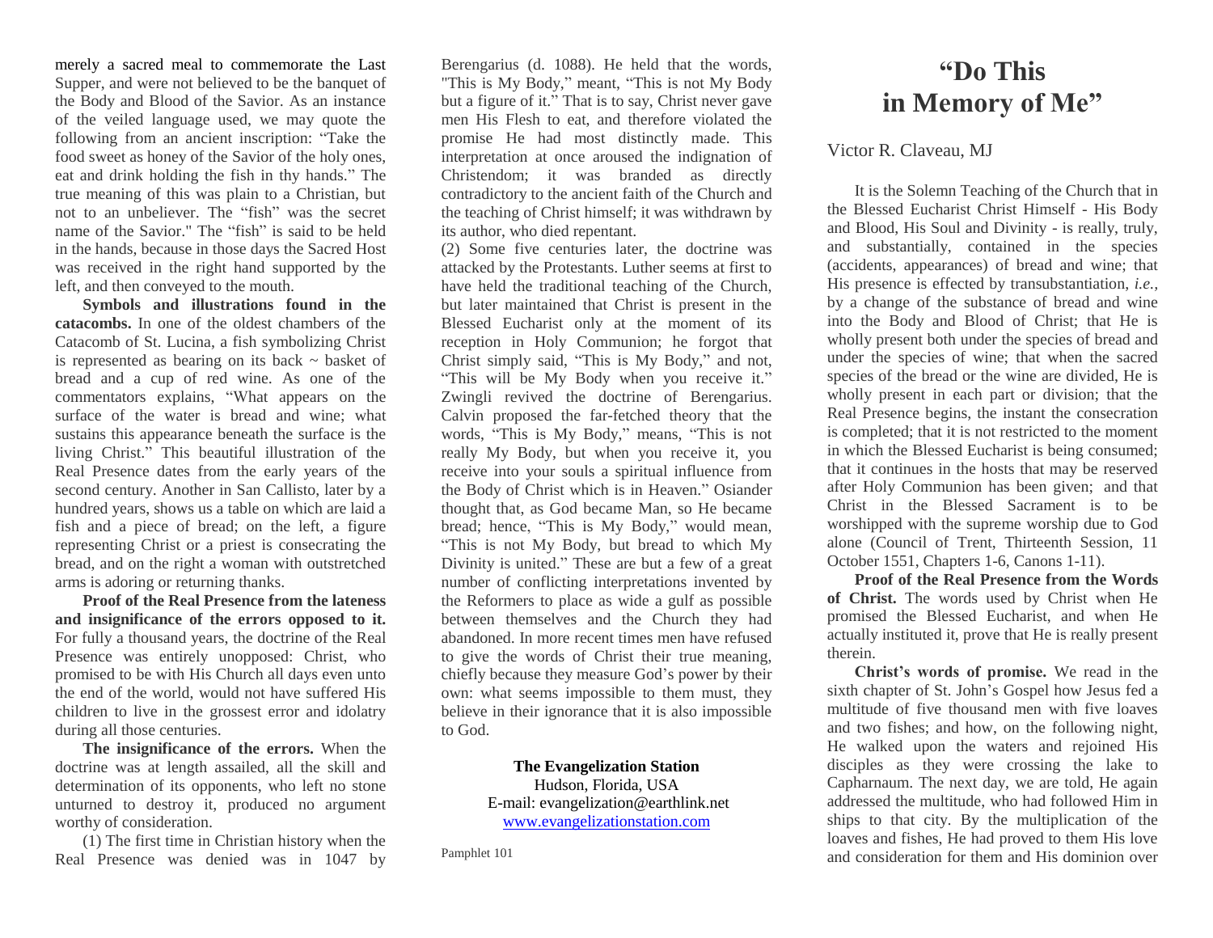merely a sacred meal to commemorate the Last Supper, and were not believed to be the banquet of the Body and Blood of the Savior. As an instance of the veiled language used, we may quote the following from an ancient inscription: "Take the food sweet as honey of the Savior of the holy ones, eat and drink holding the fish in thy hands." The true meaning of this was plain to a Christian, but not to an unbeliever. The "fish" was the secret name of the Savior." The "fish" is said to be held in the hands, because in those days the Sacred Host was received in the right hand supported by the left, and then conveyed to the mouth.

**Symbols and illustrations found in the catacombs.** In one of the oldest chambers of the Catacomb of St. Lucina, a fish symbolizing Christ is represented as bearing on its back ~ basket of bread and a cup of red wine. As one of the commentators explains, "What appears on the surface of the water is bread and wine; what sustains this appearance beneath the surface is the living Christ." This beautiful illustration of the Real Presence dates from the early years of the second century. Another in San Callisto, later by a hundred years, shows us a table on which are laid a fish and a piece of bread; on the left, a figure representing Christ or a priest is consecrating the bread, and on the right a woman with outstretched arms is adoring or returning thanks.

**Proof of the Real Presence from the lateness and insignificance of the errors opposed to it.** For fully a thousand years, the doctrine of the Real Presence was entirely unopposed: Christ, who promised to be with His Church all days even unto the end of the world, would not have suffered His children to live in the grossest error and idolatry during all those centuries.

**The insignificance of the errors.** When the doctrine was at length assailed, all the skill and determination of its opponents, who left no stone unturned to destroy it, produced no argument worthy of consideration.

(1) The first time in Christian history when the Real Presence was denied was in 1047 by Berengarius (d. 1088). He held that the words, "This is My Body," meant, "This is not My Body but a figure of it." That is to say, Christ never gave men His Flesh to eat, and therefore violated the promise He had most distinctly made. This interpretation at once aroused the indignation of Christendom; it was branded as directly contradictory to the ancient faith of the Church and the teaching of Christ himself; it was withdrawn by its author, who died repentant.

(2) Some five centuries later, the doctrine was attacked by the Protestants. Luther seems at first to have held the traditional teaching of the Church, but later maintained that Christ is present in the Blessed Eucharist only at the moment of its reception in Holy Communion; he forgot that Christ simply said, "This is My Body," and not, "This will be My Body when you receive it." Zwingli revived the doctrine of Berengarius. Calvin proposed the far-fetched theory that the words, "This is My Body," means, "This is not really My Body, but when you receive it, you receive into your souls a spiritual influence from the Body of Christ which is in Heaven." Osiander thought that, as God became Man, so He became bread; hence, "This is My Body," would mean, "This is not My Body, but bread to which My Divinity is united." These are but a few of a great number of conflicting interpretations invented by the Reformers to place as wide a gulf as possible between themselves and the Church they had abandoned. In more recent times men have refused to give the words of Christ their true meaning, chiefly because they measure God's power by their own: what seems impossible to them must, they believe in their ignorance that it is also impossible to God.

**The Evangelization Station**
Hudson, Florida, USA
E-mail: evangelization@earthlink.net
www.evangelizationstation.com

Pamphlet 101

# "Do This in Memory of Me"

Victor R. Claveau, MJ

It is the Solemn Teaching of the Church that in the Blessed Eucharist Christ Himself - His Body and Blood, His Soul and Divinity - is really, truly, and substantially, contained in the species (accidents, appearances) of bread and wine; that His presence is effected by transubstantiation, *i.e.*, by a change of the substance of bread and wine into the Body and Blood of Christ; that He is wholly present both under the species of bread and under the species of wine; that when the sacred species of the bread or the wine are divided, He is wholly present in each part or division; that the Real Presence begins, the instant the consecration is completed; that it is not restricted to the moment in which the Blessed Eucharist is being consumed; that it continues in the hosts that may be reserved after Holy Communion has been given; and that Christ in the Blessed Sacrament is to be worshipped with the supreme worship due to God alone (Council of Trent, Thirteenth Session, 11 October 1551, Chapters 1-6, Canons 1-11).

**Proof of the Real Presence from the Words of Christ.** The words used by Christ when He promised the Blessed Eucharist, and when He actually instituted it, prove that He is really present therein.

**Christ's words of promise.** We read in the sixth chapter of St. John's Gospel how Jesus fed a multitude of five thousand men with five loaves and two fishes; and how, on the following night, He walked upon the waters and rejoined His disciples as they were crossing the lake to Capharnaum. The next day, we are told, He again addressed the multitude, who had followed Him in ships to that city. By the multiplication of the loaves and fishes, He had proved to them His love and consideration for them and His dominion over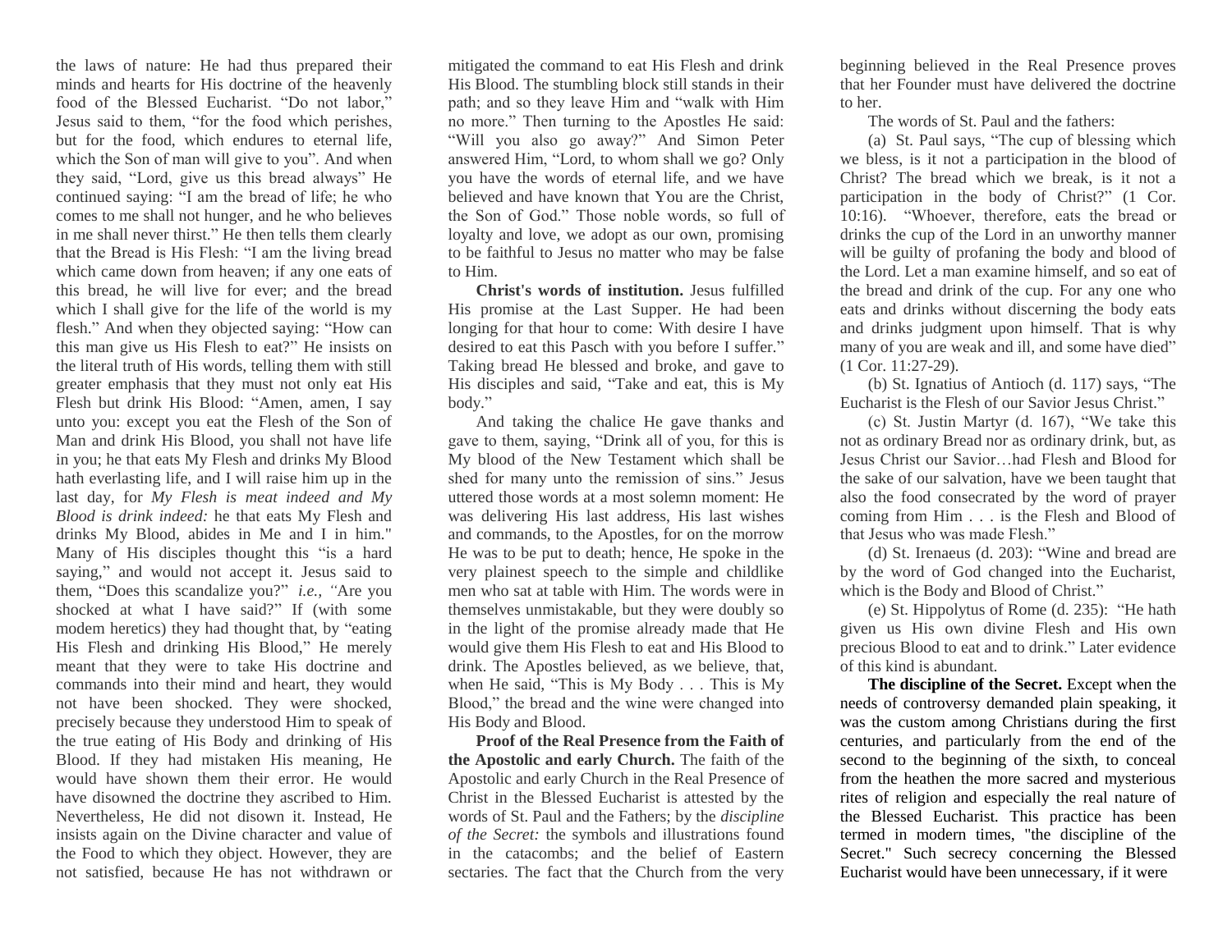the laws of nature: He had thus prepared their minds and hearts for His doctrine of the heavenly food of the Blessed Eucharist. "Do not labor," Jesus said to them, "for the food which perishes, but for the food, which endures to eternal life, which the Son of man will give to you". And when they said, "Lord, give us this bread always" He continued saying: "I am the bread of life; he who comes to me shall not hunger, and he who believes in me shall never thirst." He then tells them clearly that the Bread is His Flesh: "I am the living bread which came down from heaven; if any one eats of this bread, he will live for ever; and the bread which I shall give for the life of the world is my flesh." And when they objected saying: "How can this man give us His Flesh to eat?" He insists on the literal truth of His words, telling them with still greater emphasis that they must not only eat His Flesh but drink His Blood: "Amen, amen, I say unto you: except you eat the Flesh of the Son of Man and drink His Blood, you shall not have life in you; he that eats My Flesh and drinks My Blood hath everlasting life, and I will raise him up in the last day, for *My Flesh is meat indeed and My Blood is drink indeed:* he that eats My Flesh and drinks My Blood, abides in Me and I in him." Many of His disciples thought this "is a hard saying," and would not accept it. Jesus said to them, "Does this scandalize you?" *i.e., "*Are you shocked at what I have said?" If (with some modem heretics) they had thought that, by "eating His Flesh and drinking His Blood," He merely meant that they were to take His doctrine and commands into their mind and heart, they would not have been shocked. They were shocked, precisely because they understood Him to speak of the true eating of His Body and drinking of His Blood. If they had mistaken His meaning, He would have shown them their error. He would have disowned the doctrine they ascribed to Him. Nevertheless, He did not disown it. Instead, He insists again on the Divine character and value of the Food to which they object. However, they are not satisfied, because He has not withdrawn or mitigated the command to eat His Flesh and drink His Blood. The stumbling block still stands in their path; and so they leave Him and "walk with Him no more." Then turning to the Apostles He said: "Will you also go away?" And Simon Peter answered Him, "Lord, to whom shall we go? Only you have the words of eternal life, and we have believed and have known that You are the Christ, the Son of God." Those noble words, so full of loyalty and love, we adopt as our own, promising to be faithful to Jesus no matter who may be false to Him.

**Christ's words of institution.** Jesus fulfilled His promise at the Last Supper. He had been longing for that hour to come: With desire I have desired to eat this Pasch with you before I suffer." Taking bread He blessed and broke, and gave to His disciples and said, "Take and eat, this is My body."

And taking the chalice He gave thanks and gave to them, saying, "Drink all of you, for this is My blood of the New Testament which shall be shed for many unto the remission of sins." Jesus uttered those words at a most solemn moment: He was delivering His last address, His last wishes and commands, to the Apostles, for on the morrow He was to be put to death; hence, He spoke in the very plainest speech to the simple and childlike men who sat at table with Him. The words were in themselves unmistakable, but they were doubly so in the light of the promise already made that He would give them His Flesh to eat and His Blood to drink. The Apostles believed, as we believe, that, when He said, "This is My Body . . . This is My Blood," the bread and the wine were changed into His Body and Blood.

**Proof of the Real Presence from the Faith of the Apostolic and early Church.** The faith of the Apostolic and early Church in the Real Presence of Christ in the Blessed Eucharist is attested by the words of St. Paul and the Fathers; by the *discipline of the Secret:* the symbols and illustrations found in the catacombs; and the belief of Eastern sectaries. The fact that the Church from the very beginning believed in the Real Presence proves that her Founder must have delivered the doctrine to her.

The words of St. Paul and the fathers:

(a) St. Paul says, "The cup of blessing which we bless, is it not a participation in the blood of Christ? The bread which we break, is it not a participation in the body of Christ?" (1 Cor. 10:16). "Whoever, therefore, eats the bread or drinks the cup of the Lord in an unworthy manner will be guilty of profaning the body and blood of the Lord. Let a man examine himself, and so eat of the bread and drink of the cup. For any one who eats and drinks without discerning the body eats and drinks judgment upon himself. That is why many of you are weak and ill, and some have died" (1 Cor. 11:27-29).

(b) St. Ignatius of Antioch (d. 117) says, "The Eucharist is the Flesh of our Savior Jesus Christ."

(c) St. Justin Martyr (d. 167), "We take this not as ordinary Bread nor as ordinary drink, but, as Jesus Christ our Savior…had Flesh and Blood for the sake of our salvation, have we been taught that also the food consecrated by the word of prayer coming from Him . . . is the Flesh and Blood of that Jesus who was made Flesh."

(d) St. Irenaeus (d. 203): "Wine and bread are by the word of God changed into the Eucharist, which is the Body and Blood of Christ."

(e) St. Hippolytus of Rome (d. 235): "He hath given us His own divine Flesh and His own precious Blood to eat and to drink." Later evidence of this kind is abundant.

**The discipline of the Secret.** Except when the needs of controversy demanded plain speaking, it was the custom among Christians during the first centuries, and particularly from the end of the second to the beginning of the sixth, to conceal from the heathen the more sacred and mysterious rites of religion and especially the real nature of the Blessed Eucharist. This practice has been termed in modern times, "the discipline of the Secret." Such secrecy concerning the Blessed Eucharist would have been unnecessary, if it were